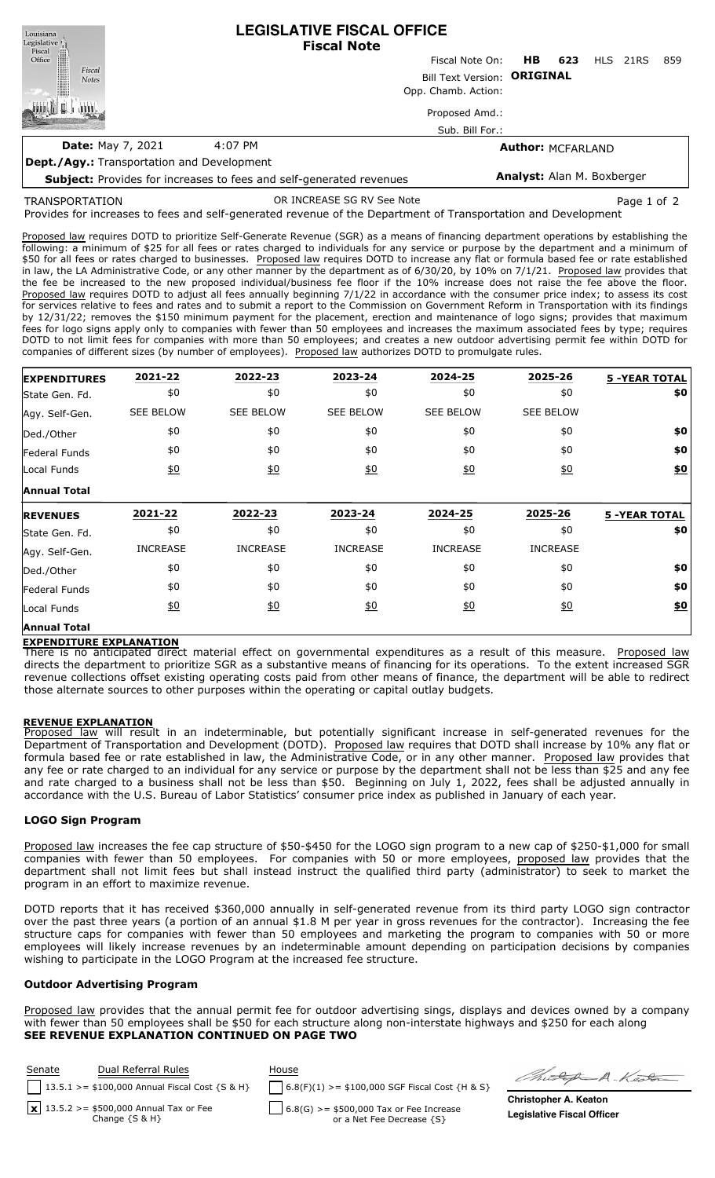# LEGISLATIVE FISCAL OFFICE
## Fiscal Note

Fiscal Note On: **HB 623** HLS 21RS 859

Bill Text Version: **ORIGINAL**

Opp. Chamb. Action:

Proposed Amd.:

Sub. Bill For.:

**Date:** May 7, 2021 4:07 PM

**Author:** MCFARLAND

**Dept./Agy.:** Transportation and Development

**Subject:** Provides for increases to fees and self-generated revenues

**Analyst:** Alan M. Boxberger

TRANSPORTATION OR INCREASE SG RV See Note

Provides for increases to fees and self-generated revenue of the Department of Transportation and Development

Proposed law requires DOTD to prioritize Self-Generate Revenue (SGR) as a means of financing department operations by establishing the following: a minimum of $25 for all fees or rates charged to individuals for any service or purpose by the department and a minimum of $50 for all fees or rates charged to businesses. Proposed law requires DOTD to increase any flat or formula based fee or rate established in law, the LA Administrative Code, or any other manner by the department as of 6/30/20, by 10% on 7/1/21. Proposed law provides that the fee be increased to the new proposed individual/business fee floor if the 10% increase does not raise the fee above the floor. Proposed law requires DOTD to adjust all fees annually beginning 7/1/22 in accordance with the consumer price index; to assess its cost for services relative to fees and rates and to submit a report to the Commission on Government Reform in Transportation with its findings by 12/31/22; removes the $150 minimum payment for the placement, erection and maintenance of logo signs; provides that maximum fees for logo signs apply only to companies with fewer than 50 employees and increases the maximum associated fees by type; requires DOTD to not limit fees for companies with more than 50 employees; and creates a new outdoor advertising permit fee within DOTD for companies of different sizes (by number of employees). Proposed law authorizes DOTD to promulgate rules.

| EXPENDITURES | 2021-22 | 2022-23 | 2023-24 | 2024-25 | 2025-26 | 5 -YEAR TOTAL |
|---|---|---|---|---|---|---|
| State Gen. Fd. | $0 | $0 | $0 | $0 | $0 | **$0** |
| Agy. Self-Gen. | SEE BELOW | SEE BELOW | SEE BELOW | SEE BELOW | SEE BELOW | |
| Ded./Other | $0 | $0 | $0 | $0 | $0 | **$0** |
| Federal Funds | $0 | $0 | $0 | $0 | $0 | **$0** |
| Local Funds | $0 | $0 | $0 | $0 | $0 | **$0** |
| **Annual Total** | | | | | | |

| REVENUES | 2021-22 | 2022-23 | 2023-24 | 2024-25 | 2025-26 | 5 -YEAR TOTAL |
|---|---|---|---|---|---|---|
| State Gen. Fd. | $0 | $0 | $0 | $0 | $0 | **$0** |
| Agy. Self-Gen. | INCREASE | INCREASE | INCREASE | INCREASE | INCREASE | |
| Ded./Other | $0 | $0 | $0 | $0 | $0 | **$0** |
| Federal Funds | $0 | $0 | $0 | $0 | $0 | **$0** |
| Local Funds | $0 | $0 | $0 | $0 | $0 | **$0** |
| **Annual Total** | | | | | | |

**EXPENDITURE EXPLANATION**

There is no anticipated direct material effect on governmental expenditures as a result of this measure. Proposed law directs the department to prioritize SGR as a substantive means of financing for its operations. To the extent increased SGR revenue collections offset existing operating costs paid from other means of finance, the department will be able to redirect those alternate sources to other purposes within the operating or capital outlay budgets.

**REVENUE EXPLANATION**

Proposed law will result in an indeterminable, but potentially significant increase in self-generated revenues for the Department of Transportation and Development (DOTD). Proposed law requires that DOTD shall increase by 10% any flat or formula based fee or rate established in law, the Administrative Code, or in any other manner. Proposed law provides that any fee or rate charged to an individual for any service or purpose by the department shall not be less than $25 and any fee and rate charged to a business shall not be less than $50. Beginning on July 1, 2022, fees shall be adjusted annually in accordance with the U.S. Bureau of Labor Statistics' consumer price index as published in January of each year.

**LOGO Sign Program**

Proposed law increases the fee cap structure of $50-$450 for the LOGO sign program to a new cap of $250-$1,000 for small companies with fewer than 50 employees. For companies with 50 or more employees, proposed law provides that the department shall not limit fees but shall instead instruct the qualified third party (administrator) to seek to market the program in an effort to maximize revenue.

DOTD reports that it has received $360,000 annually in self-generated revenue from its third party LOGO sign contractor over the past three years (a portion of an annual $1.8 M per year in gross revenues for the contractor). Increasing the fee structure caps for companies with fewer than 50 employees and marketing the program to companies with 50 or more employees will likely increase revenues by an indeterminable amount depending on participation decisions by companies wishing to participate in the LOGO Program at the increased fee structure.

**Outdoor Advertising Program**

Proposed law provides that the annual permit fee for outdoor advertising sings, displays and devices owned by a company with fewer than 50 employees shall be $50 for each structure along non-interstate highways and $250 for each along

**SEE REVENUE EXPLANATION CONTINUED ON PAGE TWO**

| Senate | Dual Referral Rules | House |
|---|---|---|
| [ ] | 13.5.1 >= $100,000 Annual Fiscal Cost {S & H} | [ ] 6.8(F)(1) >= $100,000 SGF Fiscal Cost {H & S} |
| [x] | 13.5.2 >= $500,000 Annual Tax or Fee Change {S & H} | [ ] 6.8(G) >= $500,000 Tax or Fee Increase or a Net Fee Decrease {S} |

**Christopher A. Keaton**
**Legislative Fiscal Officer**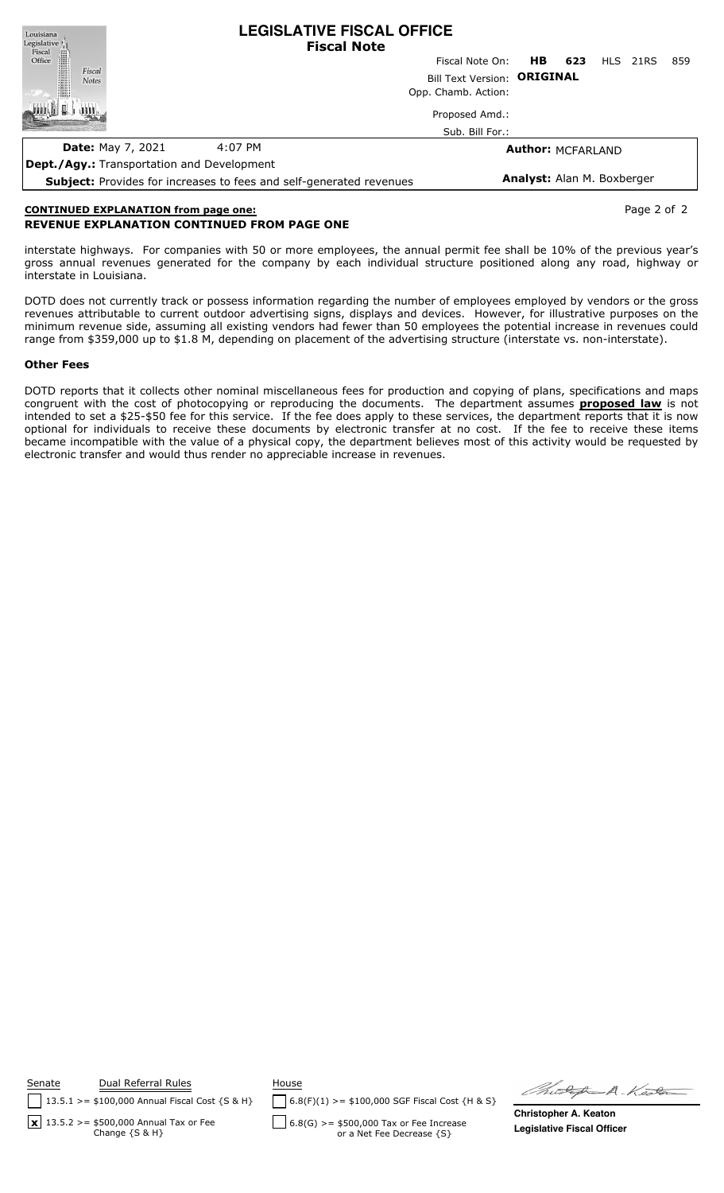# LEGISLATIVE FISCAL OFFICE
## Fiscal Note

| | |
|---|---|
| Fiscal Note On: | **HB 623** HLS 21RS 859 |
| Bill Text Version: | **ORIGINAL** |
| Opp. Chamb. Action: | |
| Proposed Amd.: | |
| Sub. Bill For.: | |

**Date:** May 7, 2021 4:07 PM

**Author:** MCFARLAND

**Dept./Agy.:** Transportation and Development

**Subject:** Provides for increases to fees and self-generated revenues

**Analyst:** Alan M. Boxberger

**CONTINUED EXPLANATION from page one:**

**REVENUE EXPLANATION CONTINUED FROM PAGE ONE**

interstate highways. For companies with 50 or more employees, the annual permit fee shall be 10% of the previous year's gross annual revenues generated for the company by each individual structure positioned along any road, highway or interstate in Louisiana.

DOTD does not currently track or possess information regarding the number of employees employed by vendors or the gross revenues attributable to current outdoor advertising signs, displays and devices. However, for illustrative purposes on the minimum revenue side, assuming all existing vendors had fewer than 50 employees the potential increase in revenues could range from $359,000 up to $1.8 M, depending on placement of the advertising structure (interstate vs. non-interstate).

### Other Fees

DOTD reports that it collects other nominal miscellaneous fees for production and copying of plans, specifications and maps congruent with the cost of photocopying or reproducing the documents. The department assumes **proposed law** is not intended to set a $25-$50 fee for this service. If the fee does apply to these services, the department reports that it is now optional for individuals to receive these documents by electronic transfer at no cost. If the fee to receive these items became incompatible with the value of a physical copy, the department believes most of this activity would be requested by electronic transfer and would thus render no appreciable increase in revenues.

| Senate | Dual Referral Rules | House |
|---|---|---|
| [ ] | 13.5.1 >= $100,000 Annual Fiscal Cost {S & H} | [ ] 6.8(F)(1) >= $100,000 SGF Fiscal Cost {H & S} |
| [x] | 13.5.2 >= $500,000 Annual Tax or Fee Change {S & H} | [ ] 6.8(G) >= $500,000 Tax or Fee Increase or a Net Fee Decrease {S} |

**Christopher A. Keaton**
**Legislative Fiscal Officer**